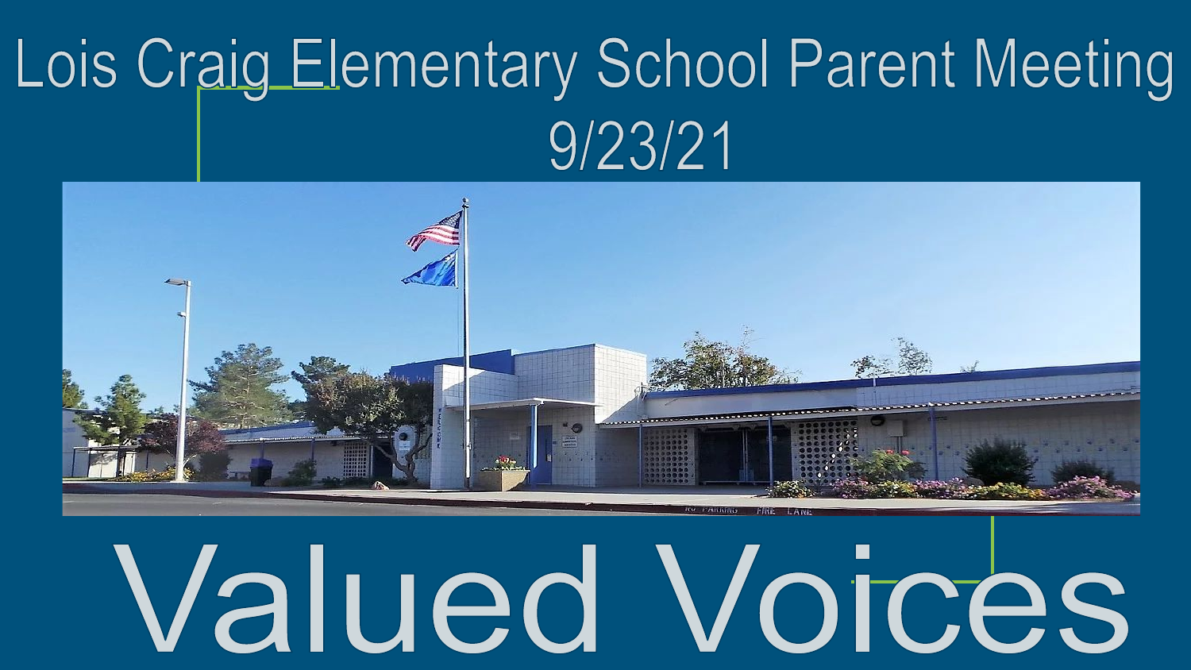# Lois Craig Elementary School Parent Meeting

9/23/21

# Valued Voices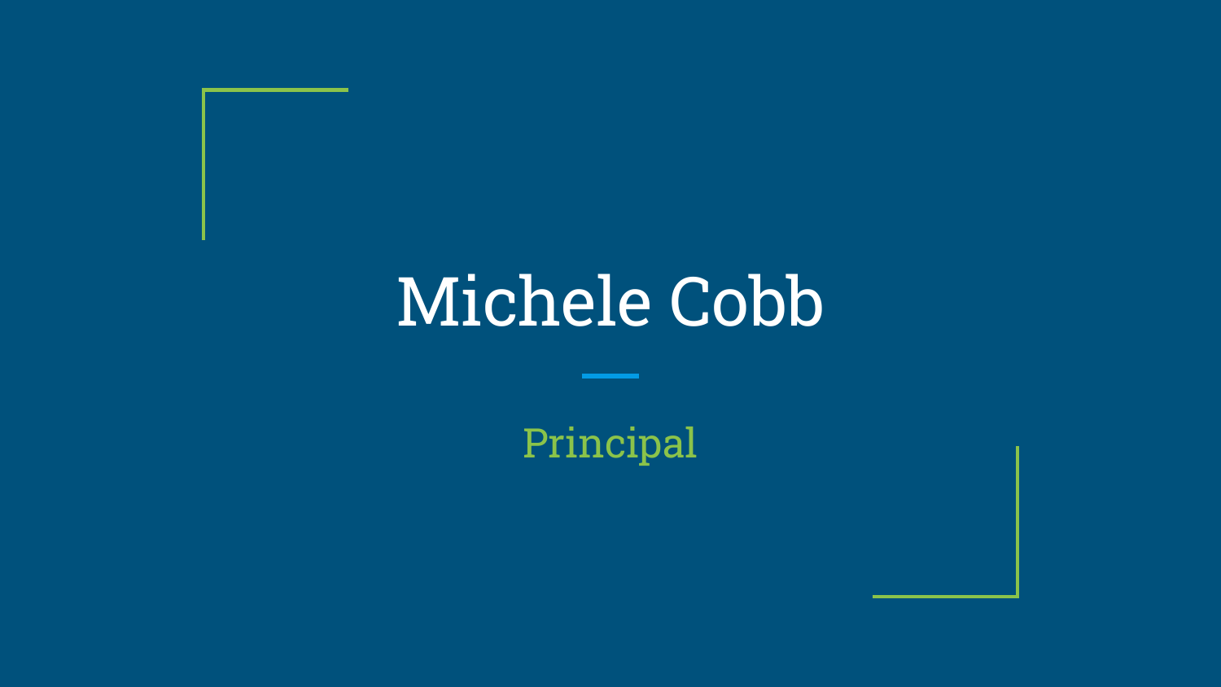# Michele Cobb

## Principal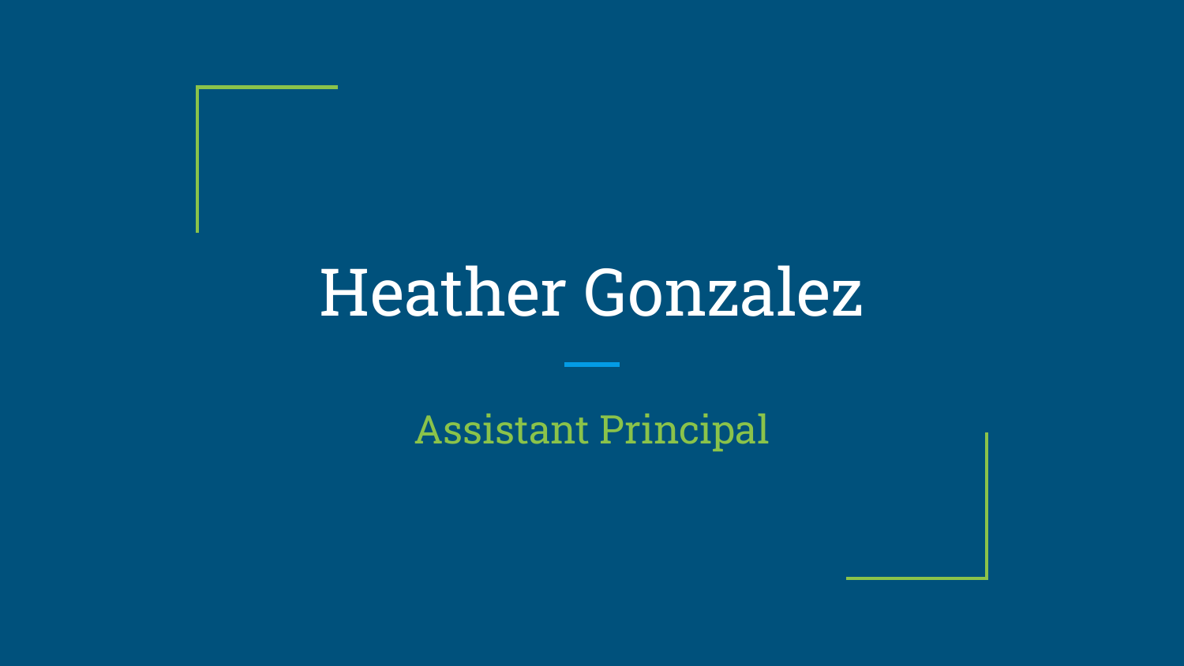# Heather Gonzalez

Assistant Principal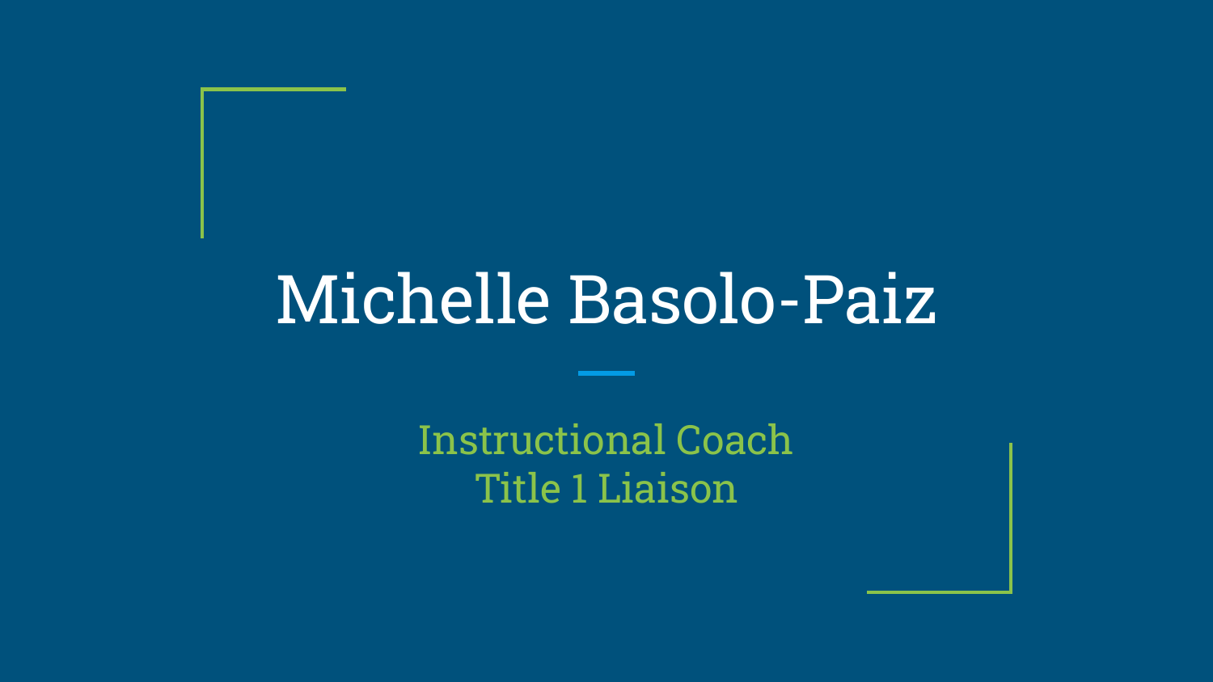# Michelle Basolo-Paiz

Instructional Coach
Title 1 Liaison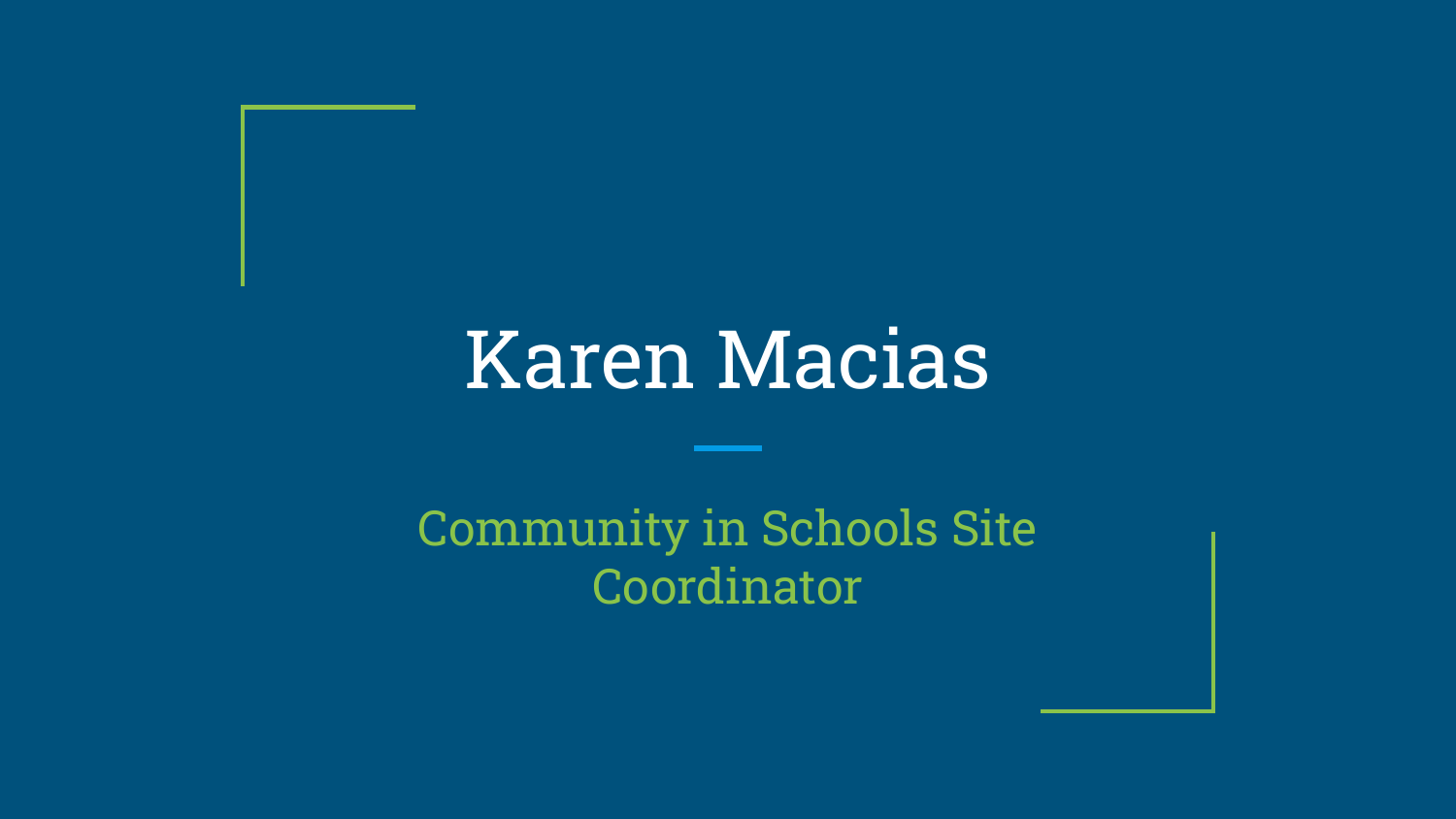# Karen Macias

## Community in Schools Site Coordinator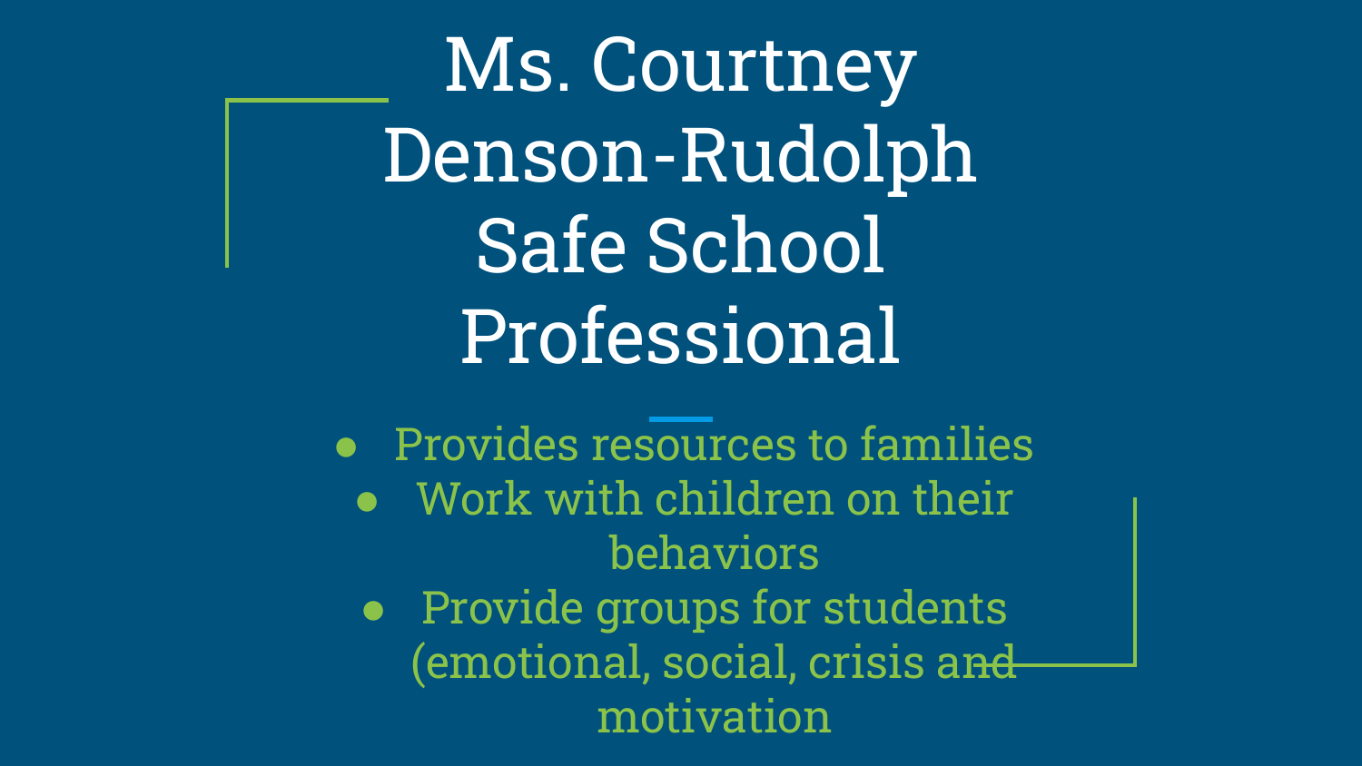# Ms. Courtney Denson-Rudolph Safe School Professional

- Provides resources to families
- Work with children on their behaviors
- Provide groups for students (emotional, social, crisis and motivation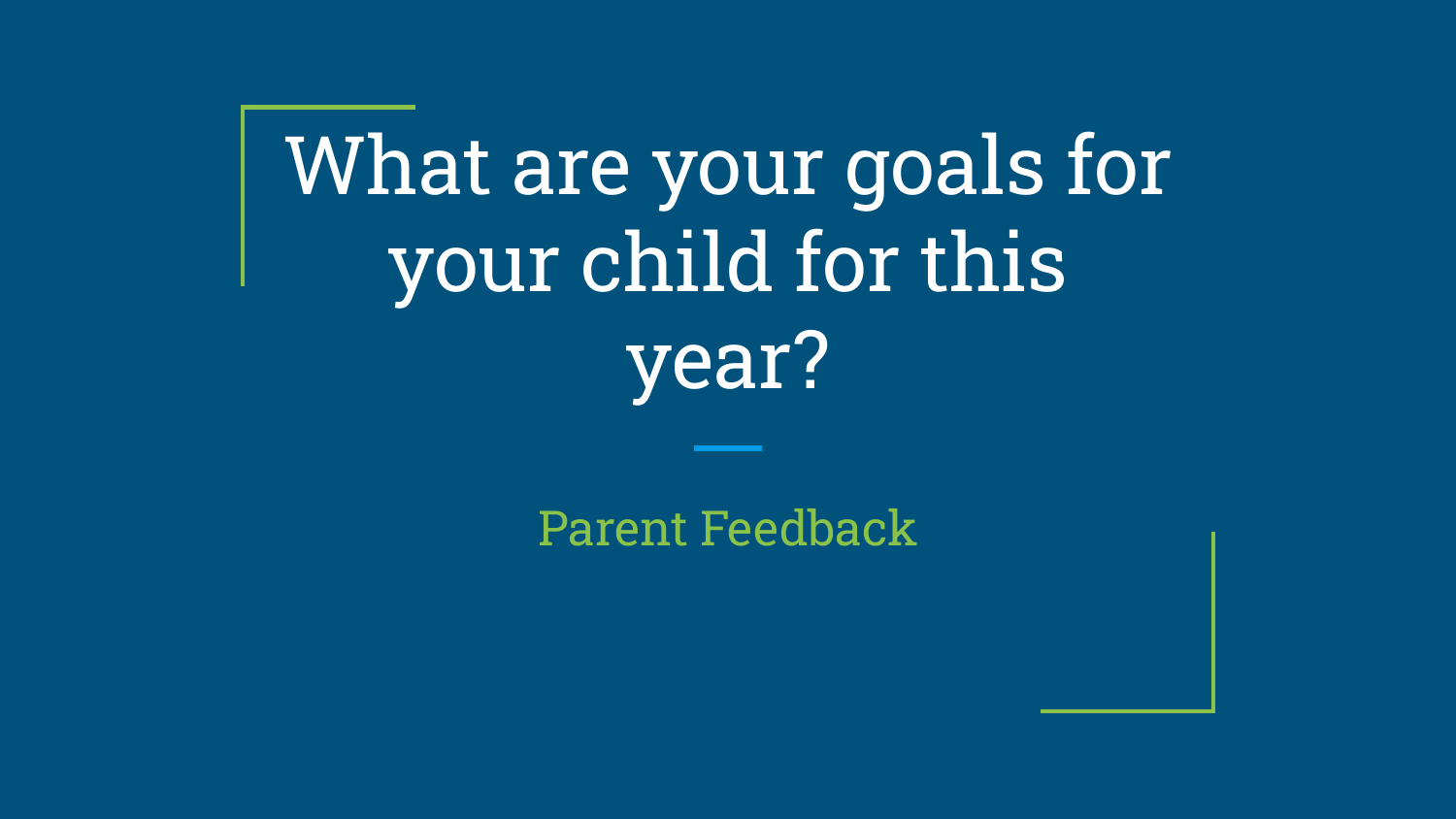# What are your goals for your child for this year?

## Parent Feedback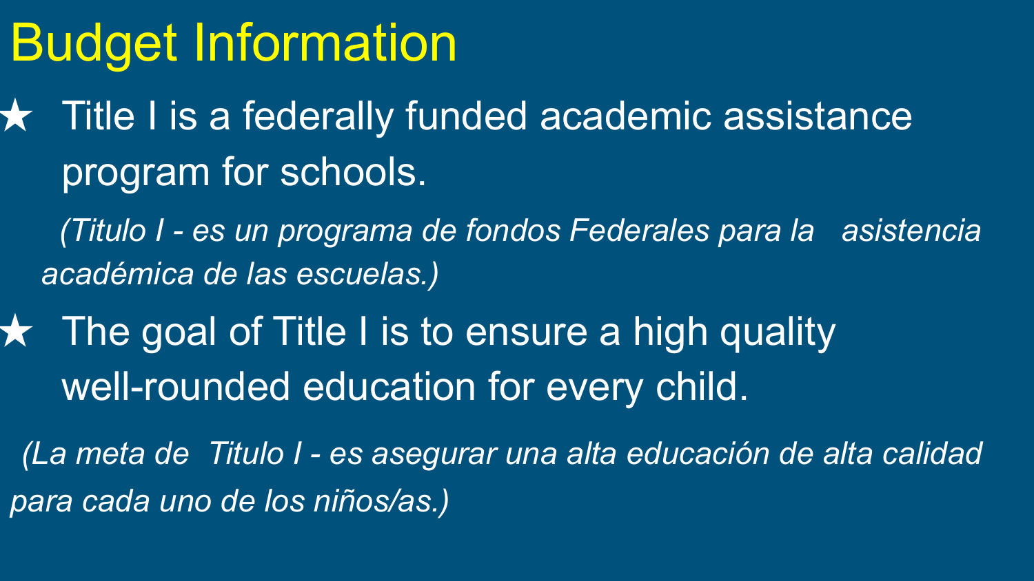# Budget Information

- ★ Title I is a federally funded academic assistance program for schools.

  *(Titulo I - es un programa de fondos Federales para la asistencia académica de las escuelas.)*

- ★ The goal of Title I is to ensure a high quality well-rounded education for every child.

  *(La meta de Titulo I - es asegurar una alta educación de alta calidad para cada uno de los niños/as.)*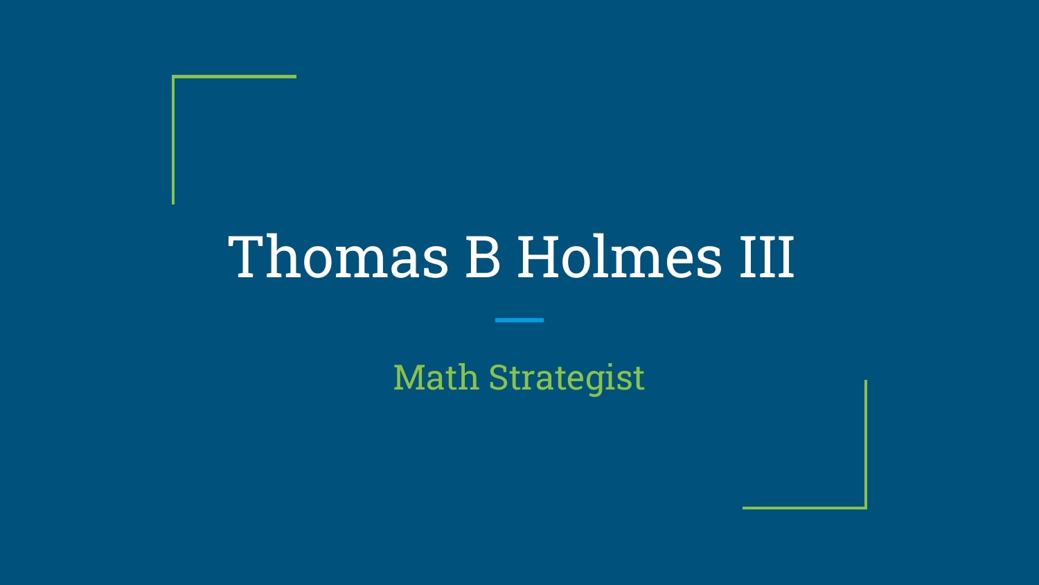# Thomas B Holmes III

## Math Strategist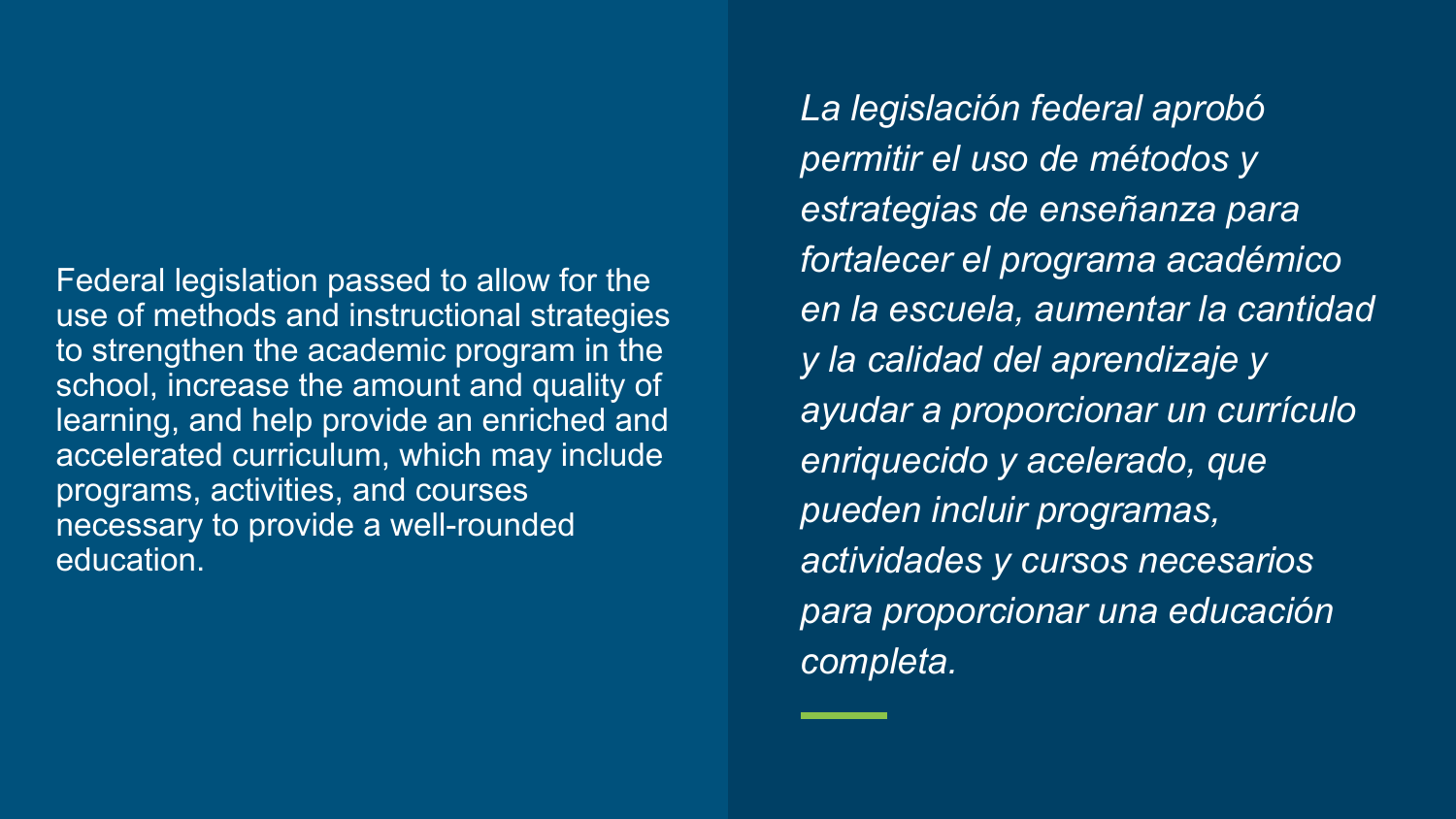Federal legislation passed to allow for the use of methods and instructional strategies to strengthen the academic program in the school, increase the amount and quality of learning, and help provide an enriched and accelerated curriculum, which may include programs, activities, and courses necessary to provide a well-rounded education.

*La legislación federal aprobó permitir el uso de métodos y estrategias de enseñanza para fortalecer el programa académico en la escuela, aumentar la cantidad y la calidad del aprendizaje y ayudar a proporcionar un currículo enriquecido y acelerado, que pueden incluir programas, actividades y cursos necesarios para proporcionar una educación completa.*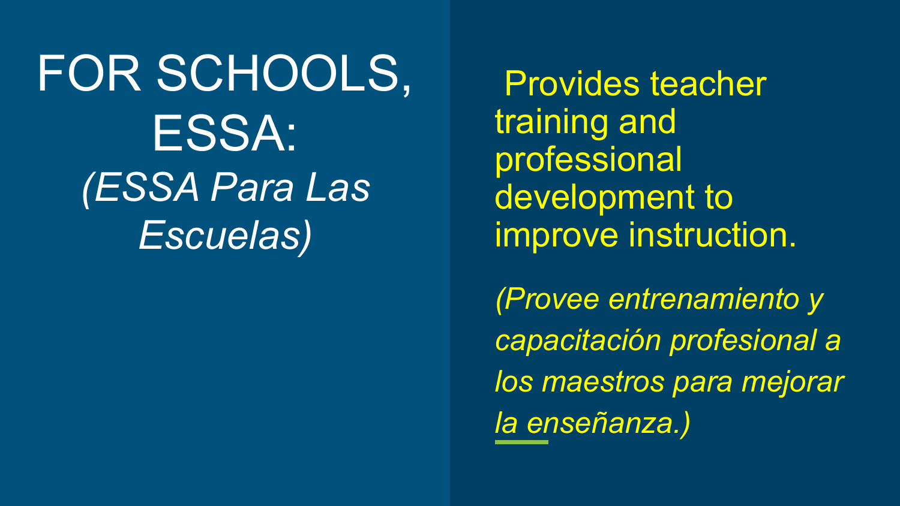# FOR SCHOOLS, ESSA:

*(ESSA Para Las Escuelas)*

Provides teacher training and professional development to improve instruction.

*(Provee entrenamiento y capacitación profesional a los maestros para mejorar la enseñanza.)*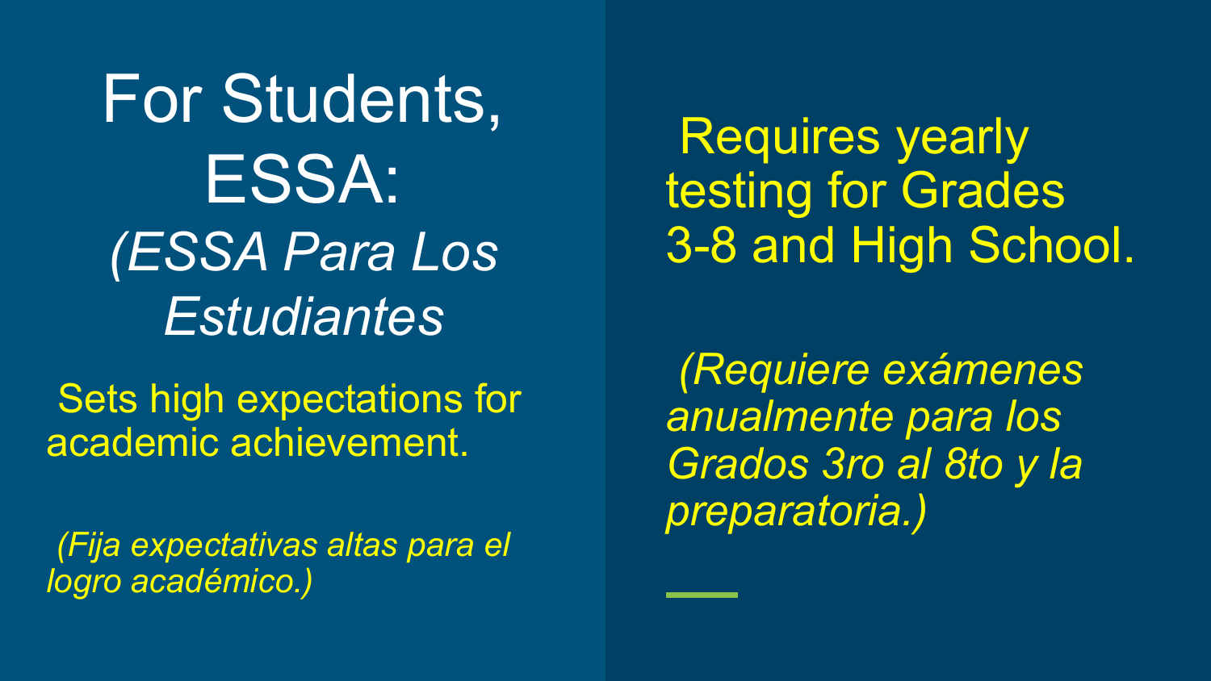# For Students, ESSA:

## *(ESSA Para Los Estudiantes*

Sets high expectations for academic achievement.

*(Fija expectativas altas para el logro académico.)*

Requires yearly testing for Grades 3-8 and High School.

*(Requiere exámenes anualmente para los Grados 3ro al 8to y la preparatoria.)*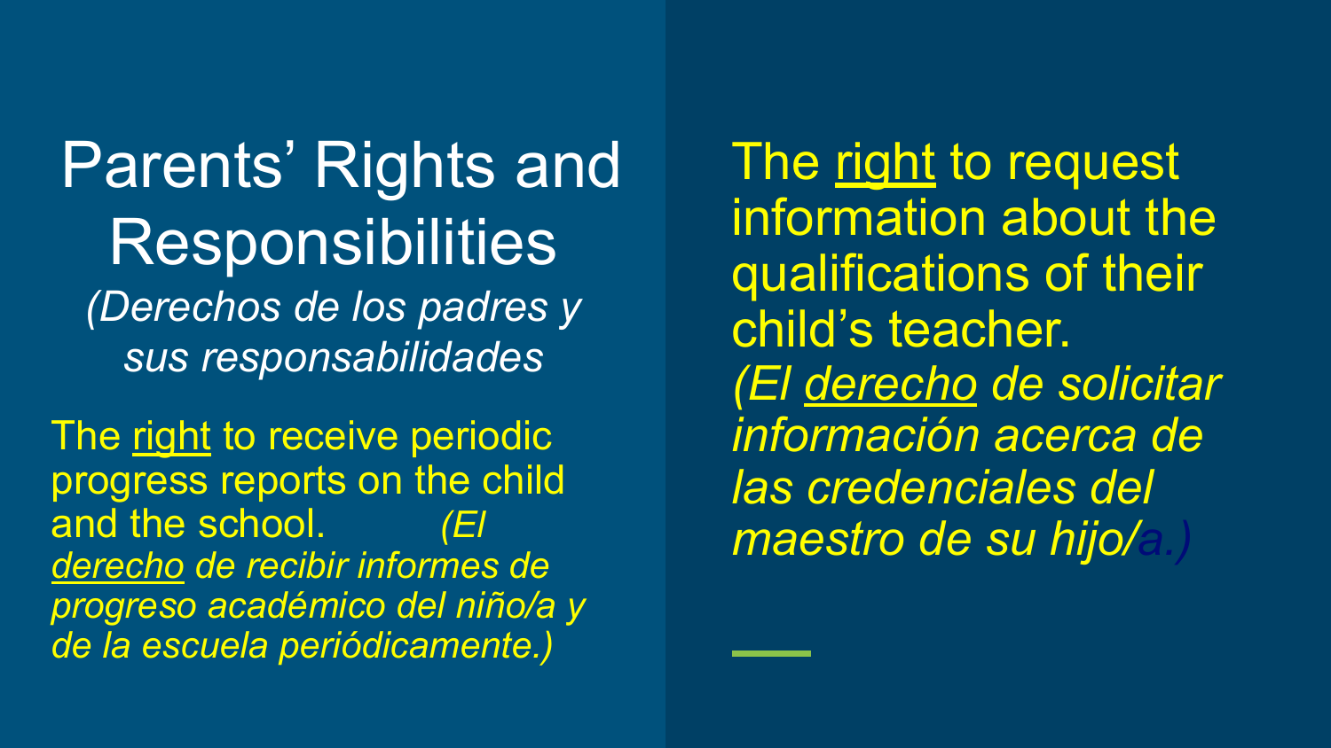# Parents' Rights and Responsibilities

*(Derechos de los padres y sus responsabilidades*

The right to receive periodic progress reports on the child and the school. *(El derecho de recibir informes de progreso académico del niño/a y de la escuela periódicamente.)*

The right to request information about the qualifications of their child's teacher. *(El derecho de solicitar información acerca de las credenciales del maestro de su hijo/a.)*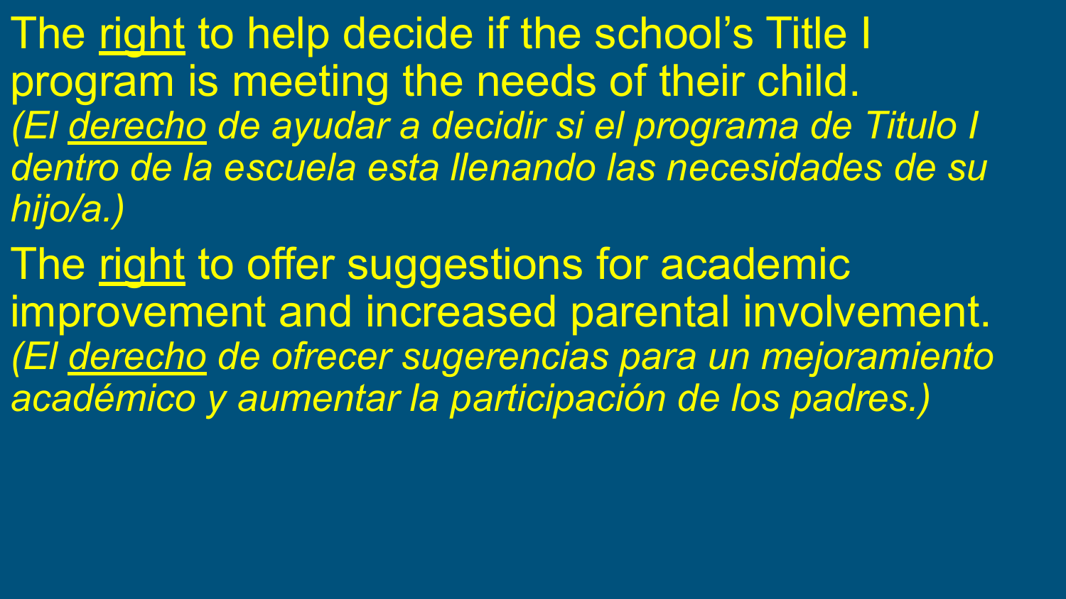The <u>right</u> to help decide if the school's Title I program is meeting the needs of their child.
*(El <u>derecho</u> de ayudar a decidir si el programa de Titulo I dentro de la escuela esta llenando las necesidades de su hijo/a.)*

The <u>right</u> to offer suggestions for academic improvement and increased parental involvement.
*(El <u>derecho</u> de ofrecer sugerencias para un mejoramiento académico y aumentar la participación de los padres.)*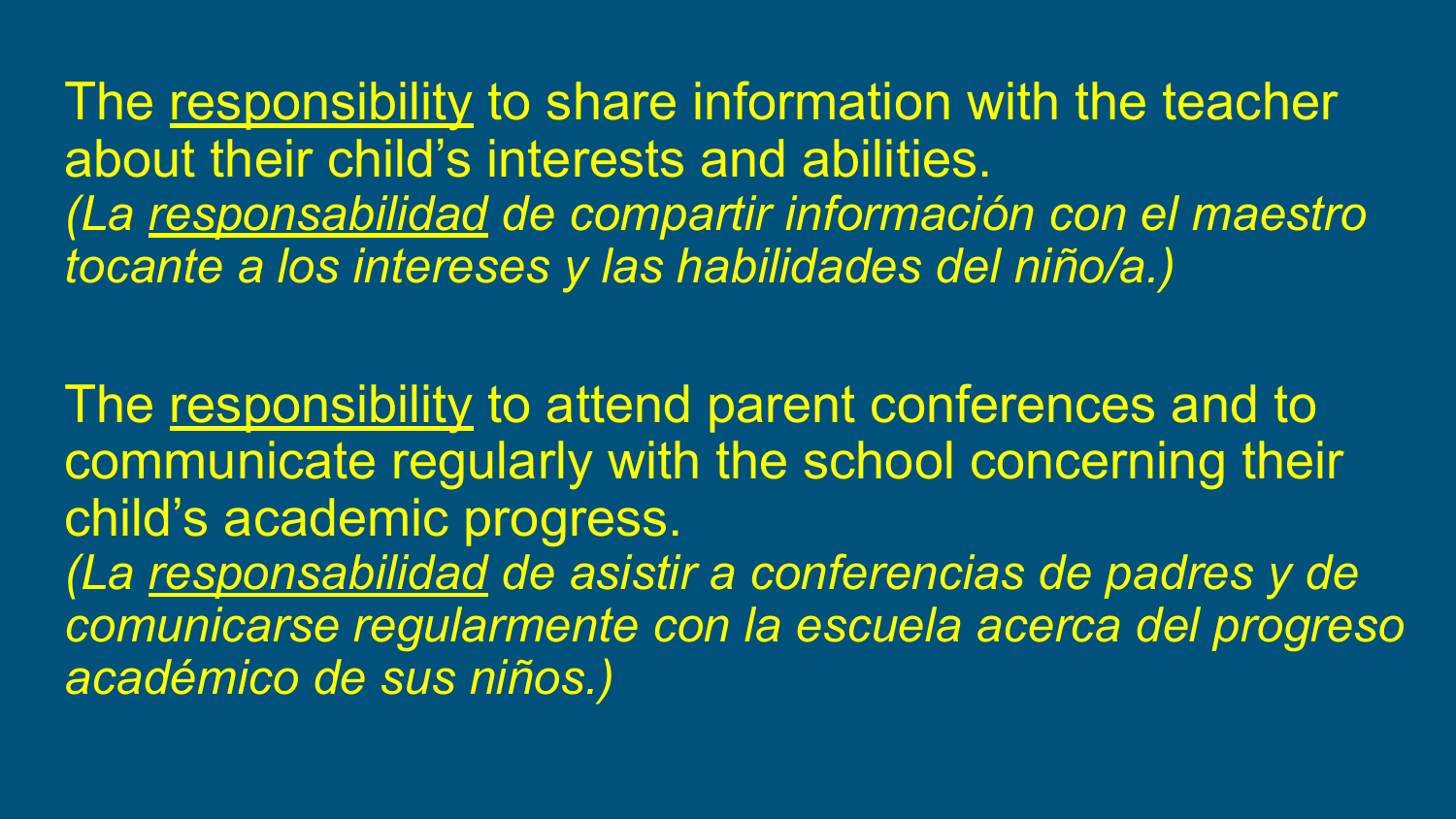The <u>responsibility</u> to share information with the teacher about their child's interests and abilities.
*(La <u>responsabilidad</u> de compartir información con el maestro tocante a los intereses y las habilidades del niño/a.)*

The <u>responsibility</u> to attend parent conferences and to communicate regularly with the school concerning their child's academic progress.
*(La <u>responsabilidad</u> de asistir a conferencias de padres y de comunicarse regularmente con la escuela acerca del progreso académico de sus niños.)*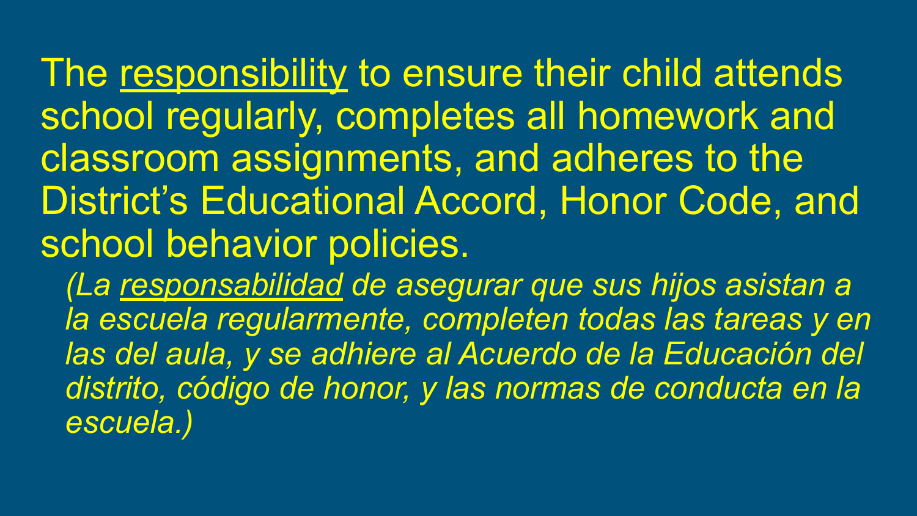The <u>responsibility</u> to ensure their child attends school regularly, completes all homework and classroom assignments, and adheres to the District's Educational Accord, Honor Code, and school behavior policies.

*(La <u>responsabilidad</u> de asegurar que sus hijos asistan a la escuela regularmente, completen todas las tareas y en las del aula, y se adhiere al Acuerdo de la Educación del distrito, código de honor, y las normas de conducta en la escuela.)*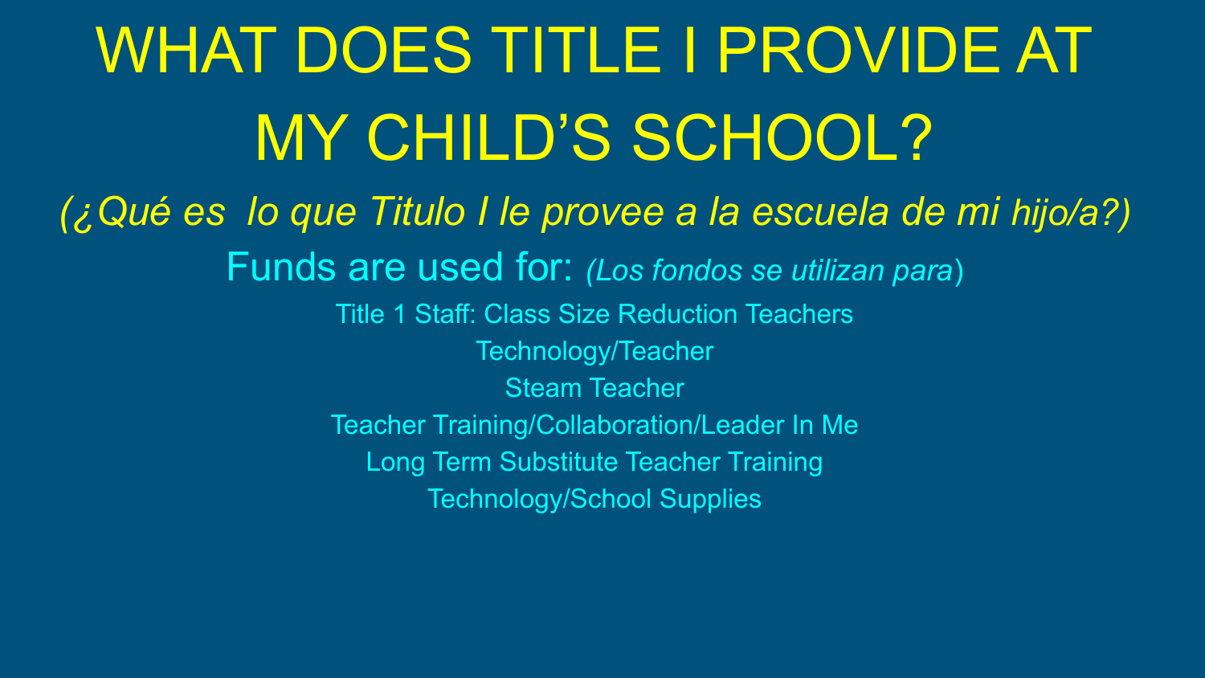# WHAT DOES TITLE I PROVIDE AT MY CHILD'S SCHOOL?

*(¿Qué es lo que Titulo I le provee a la escuela de mi hijo/a?)*

## Funds are used for: *(Los fondos se utilizan para)*

Title 1 Staff: Class Size Reduction Teachers

Technology/Teacher

Steam Teacher

Teacher Training/Collaboration/Leader In Me

Long Term Substitute Teacher Training

Technology/School Supplies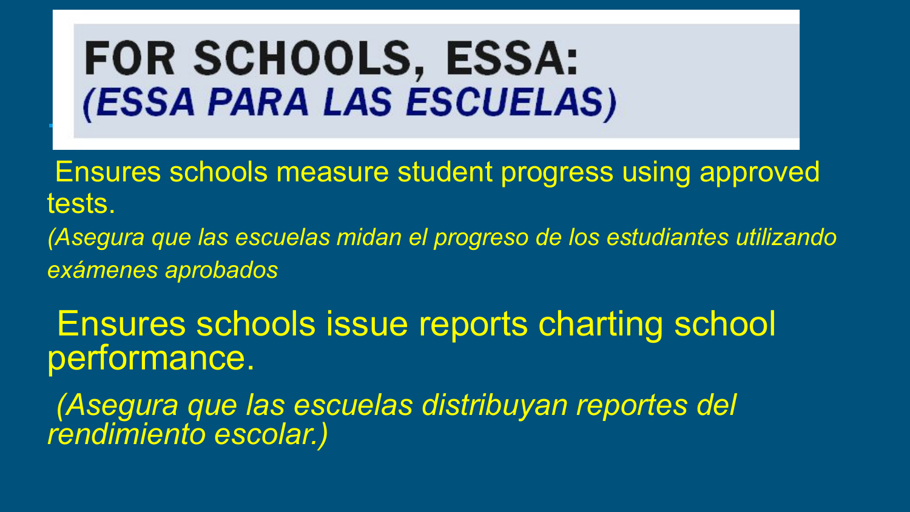# FOR SCHOOLS, ESSA:
## *(ESSA PARA LAS ESCUELAS)*

Ensures schools measure student progress using approved tests.

*(Asegura que las escuelas midan el progreso de los estudiantes utilizando exámenes aprobados*

Ensures schools issue reports charting school performance.

*(Asegura que las escuelas distribuyan reportes del rendimiento escolar.)*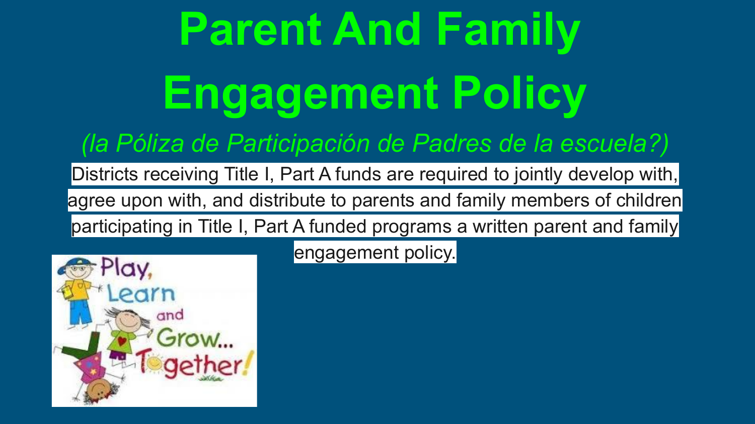# Parent And Family Engagement Policy

*(la Póliza de Participación de Padres de la escuela?)*

Districts receiving Title I, Part A funds are required to jointly develop with, agree upon with, and distribute to parents and family members of children participating in Title I, Part A funded programs a written parent and family engagement policy.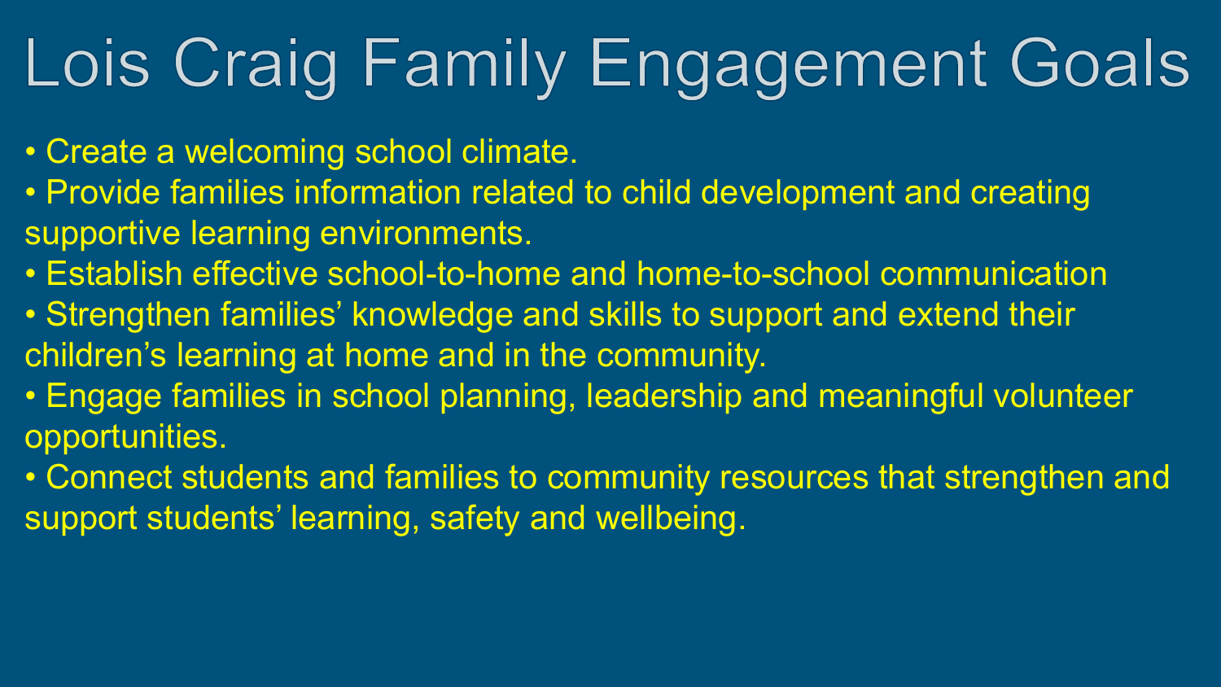# Lois Craig Family Engagement Goals

- Create a welcoming school climate.
- Provide families information related to child development and creating supportive learning environments.
- Establish effective school-to-home and home-to-school communication
- Strengthen families' knowledge and skills to support and extend their children's learning at home and in the community.
- Engage families in school planning, leadership and meaningful volunteer opportunities.
- Connect students and families to community resources that strengthen and support students' learning, safety and wellbeing.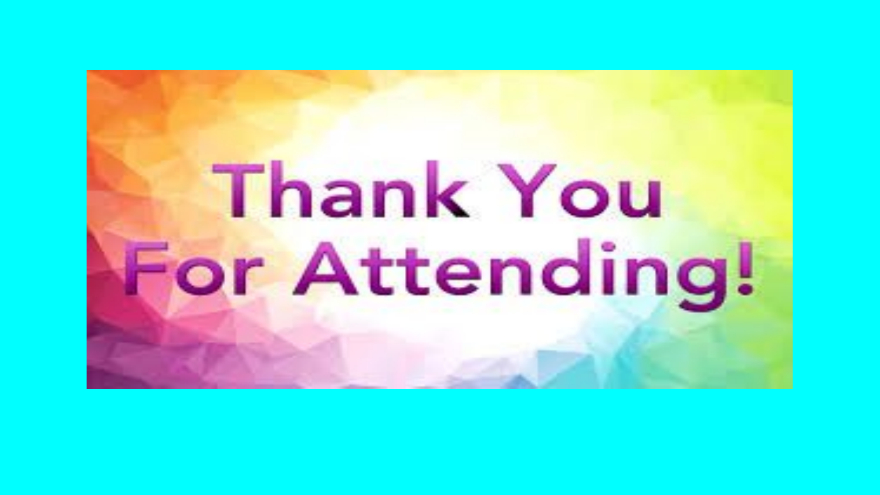Thank You For Attending!